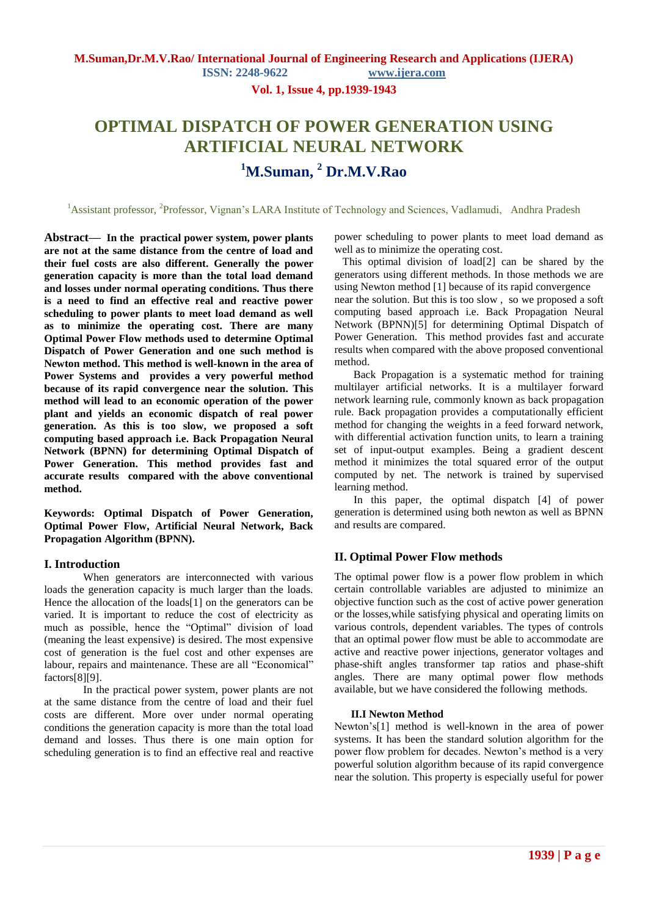# OPTIMAL DISPATCH OF POWER GENERATION USING ARTIFICIAL NEURAL NETWORK

## [1]M.Suman, [2] Dr.M.V.Rao

[1]Assistant professor, [2]Professor, Vignan's LARA Institute of Technology and Sciences, Vadlamudi, Andhra Pradesh

**Abstract— In the practical power system, power plants are not at the same distance from the centre of load and their fuel costs are also different. Generally the power generation capacity is more than the total load demand and losses under normal operating conditions. Thus there is a need to find an effective real and reactive power scheduling to power plants to meet load demand as well as to minimize the operating cost. There are many Optimal Power Flow methods used to determine Optimal Dispatch of Power Generation and one such method is Newton method. This method is well-known in the area of Power Systems and provides a very powerful method because of its rapid convergence near the solution. This method will lead to an economic operation of the power plant and yields an economic dispatch of real power generation. As this is too slow, we proposed a soft computing based approach i.e. Back Propagation Neural Network (BPNN) for determining Optimal Dispatch of Power Generation. This method provides fast and accurate results compared with the above conventional method.**

**Keywords: Optimal Dispatch of Power Generation, Optimal Power Flow, Artificial Neural Network, Back Propagation Algorithm (BPNN).**

## I. Introduction

When generators are interconnected with various loads the generation capacity is much larger than the loads. Hence the allocation of the loads[1] on the generators can be varied. It is important to reduce the cost of electricity as much as possible, hence the "Optimal" division of load (meaning the least expensive) is desired. The most expensive cost of generation is the fuel cost and other expenses are labour, repairs and maintenance. These are all "Economical" factors[8][9].

In the practical power system, power plants are not at the same distance from the centre of load and their fuel costs are different. More over under normal operating conditions the generation capacity is more than the total load demand and losses. Thus there is one main option for scheduling generation is to find an effective real and reactive power scheduling to power plants to meet load demand as well as to minimize the operating cost.

This optimal division of load[2] can be shared by the generators using different methods. In those methods we are using Newton method [1] because of its rapid convergence near the solution. But this is too slow , so we proposed a soft computing based approach i.e. Back Propagation Neural Network (BPNN)[5] for determining Optimal Dispatch of Power Generation. This method provides fast and accurate results when compared with the above proposed conventional method.

Back Propagation is a systematic method for training multilayer artificial networks. It is a multilayer forward network learning rule, commonly known as back propagation rule. Back propagation provides a computationally efficient method for changing the weights in a feed forward network, with differential activation function units, to learn a training set of input-output examples. Being a gradient descent method it minimizes the total squared error of the output computed by net. The network is trained by supervised learning method.

In this paper, the optimal dispatch [4] of power generation is determined using both newton as well as BPNN and results are compared.

## II. Optimal Power Flow methods

The optimal power flow is a power flow problem in which certain controllable variables are adjusted to minimize an objective function such as the cost of active power generation or the losses,while satisfying physical and operating limits on various controls, dependent variables. The types of controls that an optimal power flow must be able to accommodate are active and reactive power injections, generator voltages and phase-shift angles transformer tap ratios and phase-shift angles. There are many optimal power flow methods available, but we have considered the following methods.

### II.I Newton Method

Newton's[1] method is well-known in the area of power systems. It has been the standard solution algorithm for the power flow problem for decades. Newton's method is a very powerful solution algorithm because of its rapid convergence near the solution. This property is especially useful for power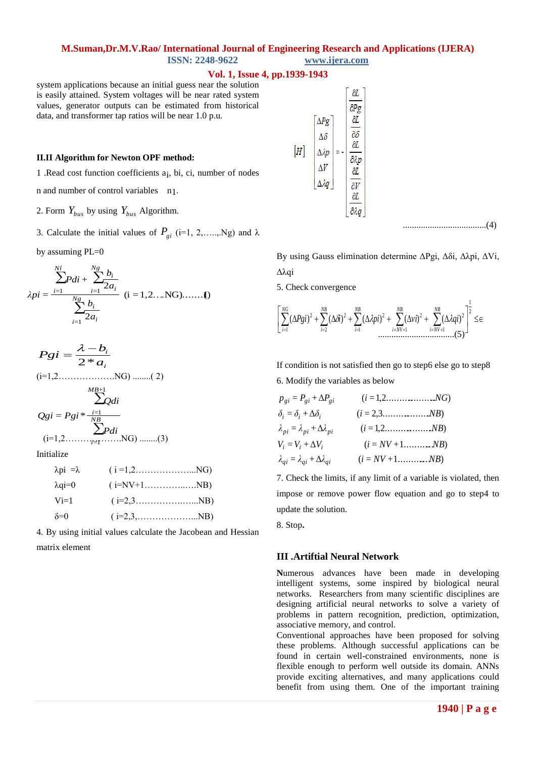system applications because an initial guess near the solution is easily attained. System voltages will be near rated system values, generator outputs can be estimated from historical data, and transformer tap ratios will be near 1.0 p.u.

### II.II Algorithm for Newton OPF method:

1 .Read cost function coefficients $a_i$, bi, ci, number of nodes n and number of control variables $n_1$.

2. Form $Y_{bus}$ by using $Y_{bus}$ Algorithm.

3. Calculate the initial values of $P_{gi}$ (i=1, 2,…..,Ng) and λ by assuming PL=0

$$\lambda pi = \frac{\sum_{i=1}^{Nl} Pdi + \sum_{i=1}^{Ng} \frac{b_i}{2a_i}}{\sum_{i=1}^{Ng} \frac{b_i}{2a_i}} \quad (i = 1,2\ldots NG)\ldots\ldots(1)$$

$$Pgi = \frac{\lambda - b_i}{2 * a_i}$$

(i=1,2……………….NG) ........( 2)

$$Qgi = Pgi * \frac{\sum_{i=1}^{MB+1} Qdi}{\sum_{i=1}^{NB} Pdi}$$

(i=1,2………………NG) ........(3)

Initialize

| | |
|---|---|
| λpi =λ | ( i =1,2………………...NG) |
| λqi=0 | ( i=NV+1…………..….NB) |
| Vi=1 | ( i=2,3………………....NB) |
| δ=0 | ( i=2,3,………………...NB) |

4. By using initial values calculate the Jacobean and Hessian matrix element

$$[H]\begin{bmatrix} \Delta Pg \\ \Delta \delta \\ \Delta \lambda p \\ \Delta V \\ \Delta \lambda q \end{bmatrix} = - \begin{bmatrix} \frac{\partial L}{\partial Pg} \\ \frac{\partial L}{\partial \delta} \\ \frac{\partial L}{\partial \lambda p} \\ \frac{\partial L}{\partial V} \\ \frac{\partial L}{\partial \lambda q} \end{bmatrix} \quad \ldots\ldots(4)$$

By using Gauss elimination determine ΔPgi, Δδi, Δλpi, ΔVi, Δλqi

5. Check convergence

$$\left[ \sum_{i=1}^{NG} (\Delta Pgi)^2 + \sum_{i=2}^{NB} (\Delta \delta)^2 + \sum_{i=1}^{NB} (\Delta \lambda pi)^2 + \sum_{i=NV+1}^{NB} (\Delta vi)^2 + \sum_{i=NV+1}^{NB} (\Delta \lambda qi)^2 \right]^{\frac{1}{2}} \le \epsilon \quad \ldots\ldots(5)$$

If condition is not satisfied then go to step6 else go to step8

6. Modify the variables as below

$$p_{gi} = P_{gi} + \Delta P_{gi} \qquad (i = 1,2\ldots\ldots NG)$$
$$\delta_i = \delta_i + \Delta \delta_i \qquad (i = 2,3\ldots\ldots NB)$$
$$\lambda_{pi} = \lambda_{pi} + \Delta \lambda_{pi} \qquad (i = 1,2\ldots\ldots NB)$$
$$V_i = V_i + \Delta V_i \qquad (i = NV + 1\ldots\ldots NB)$$
$$\lambda_{qi} = \lambda_{qi} + \Delta \lambda_{qi} \qquad (i = NV + 1\ldots\ldots NB)$$

7. Check the limits, if any limit of a variable is violated, then impose or remove power flow equation and go to step4 to update the solution.

8. Stop**.**

## III .Artiftial Neural Network

**N**umerous advances have been made in developing intelligent systems, some inspired by biological neural networks. Researchers from many scientific disciplines are designing artificial neural networks to solve a variety of problems in pattern recognition, prediction, optimization, associative memory, and control.

Conventional approaches have been proposed for solving these problems. Although successful applications can be found in certain well-constrained environments, none is flexible enough to perform well outside its domain. ANNs provide exciting alternatives, and many applications could benefit from using them. One of the important training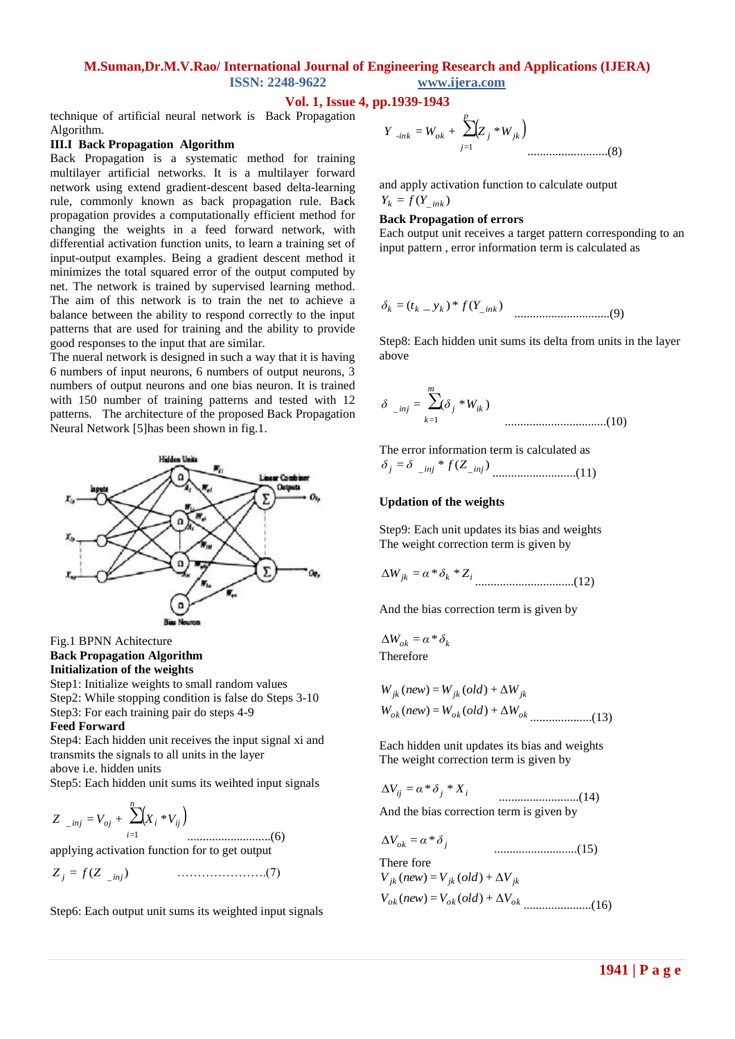technique of artificial neural network is Back Propagation Algorithm.

### III.I Back Propagation Algorithm

Back Propagation is a systematic method for training multilayer artificial networks. It is a multilayer forward network using extend gradient-descent based delta-learning rule, commonly known as back propagation rule. Back propagation provides a computationally efficient method for changing the weights in a feed forward network, with differential activation function units, to learn a training set of input-output examples. Being a gradient descent method it minimizes the total squared error of the output computed by net. The network is trained by supervised learning method. The aim of this network is to train the net to achieve a balance between the ability to respond correctly to the input patterns that are used for training and the ability to provide good responses to the input that are similar.

The nueral network is designed in such a way that it is having 6 numbers of input neurons, 6 numbers of output neurons, 3 numbers of output neurons and one bias neuron. It is trained with 150 number of training patterns and tested with 12 patterns. The architecture of the proposed Back Propagation Neural Network [5]has been shown in fig.1.

Fig.1 BPNN Achitecture

**Back Propagation Algorithm**

**Initialization of the weights**

Step1: Initialize weights to small random values

Step2: While stopping condition is false do Steps 3-10

Step3: For each training pair do steps 4-9

**Feed Forward**

Step4: Each hidden unit receives the input signal xi and transmits the signals to all units in the layer above i.e. hidden units

Step5: Each hidden unit sums its weihted input signals

$$Z_{\_inj} = V_{oj} + \sum_{i=1}^{n}(X_i * V_{ij}) \quad \text{..........................(6)}$$

applying activation function for to get output

$$Z_j = f(Z_{\_inj}) \quad \text{………………….(7)}$$

Step6: Each output unit sums its weighted input signals

$$Y_{\_ink} = W_{ok} + \sum_{j=1}^{p}(Z_j * W_{jk}) \quad \text{..........................(8)}$$

and apply activation function to calculate output

$Y_k = f(Y_{\_ink})$

**Back Propagation of errors**

Each output unit receives a target pattern corresponding to an input pattern , error information term is calculated as

$$\delta_k = (t_k - y_k) * f(Y_{\_ink}) \quad \text{...............................(9)}$$

Step8: Each hidden unit sums its delta from units in the layer above

$$\delta_{\_inj} = \sum_{k=1}^{m}(\delta_j * W_{ik}) \quad \text{................................(10)}$$

The error information term is calculated as

$$\delta_j = \delta_{\_inj} * f(Z_{\_inj}) \quad \text{..........................(11)}$$

**Updation of the weights**

Step9: Each unit updates its bias and weights

The weight correction term is given by

$$\Delta W_{jk} = \alpha * \delta_k * Z_i \quad \text{...............................(12)}$$

And the bias correction term is given by

$$\Delta W_{ok} = \alpha * \delta_k$$

Therefore

$$W_{jk}(new) = W_{jk}(old) + \Delta W_{jk}$$

$$W_{ok}(new) = W_{ok}(old) + \Delta W_{ok} \quad \text{...................(13)}$$

Each hidden unit updates its bias and weights

The weight correction term is given by

$$\Delta V_{ij} = \alpha * \delta_j * X_i \quad \text{..........................(14)}$$

And the bias correction term is given by

$$\Delta V_{ok} = \alpha * \delta_j \quad \text{..........................(15)}$$

There fore

$$V_{jk}(new) = V_{jk}(old) + \Delta V_{jk}$$

$$V_{ok}(new) = V_{ok}(old) + \Delta V_{ok} \quad \text{.....................(16)}$$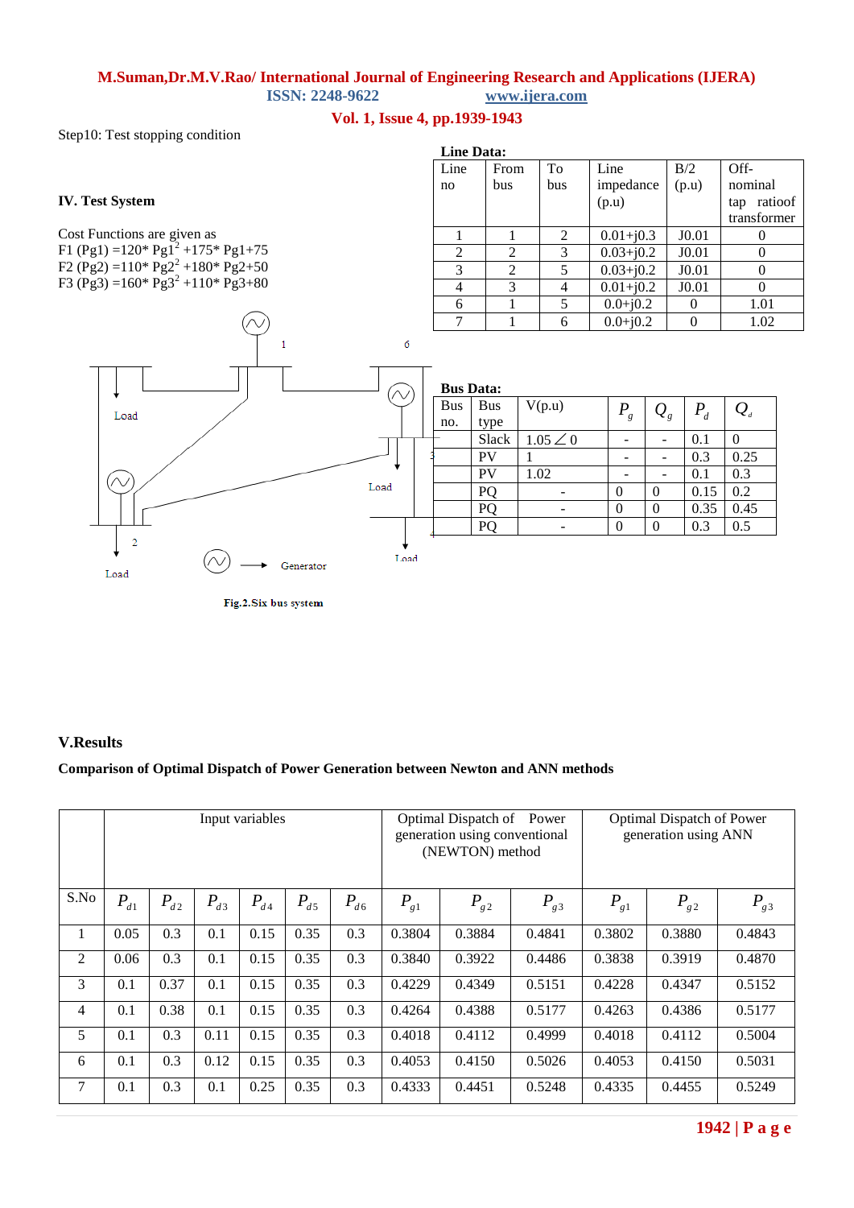Step10: Test stopping condition

## IV. Test System

Cost Functions are given as

F1 (Pg1) =120* Pg1$^2$ +175* Pg1+75

F2 (Pg2) =110* Pg2$^2$ +180* Pg2+50

F3 (Pg3) =160* Pg3$^2$ +110* Pg3+80

**Line Data:**

| Line no | From bus | To bus | Line impedance (p.u) | B/2 (p.u) | Off-nominal tap ratioof transformer |
|---|---|---|---|---|---|
| 1 | 1 | 2 | 0.01+j0.3 | J0.01 | 0 |
| 2 | 2 | 3 | 0.03+j0.2 | J0.01 | 0 |
| 3 | 2 | 5 | 0.03+j0.2 | J0.01 | 0 |
| 4 | 3 | 4 | 0.01+j0.2 | J0.01 | 0 |
| 6 | 1 | 5 | 0.0+j0.2 | 0 | 1.01 |
| 7 | 1 | 6 | 0.0+j0.2 | 0 | 1.02 |

**Bus Data:**

| Bus no. | Bus type | V(p.u) | $P_g$ | $Q_g$ | $P_d$ | $Q_d$ |
|---|---|---|---|---|---|---|
| | Slack | $1.05\angle 0$ | - | - | 0.1 | 0 |
| | PV | 1 | - | - | 0.3 | 0.25 |
| | PV | 1.02 | - | - | 0.1 | 0.3 |
| | PQ | - | 0 | 0 | 0.15 | 0.2 |
| | PQ | - | 0 | 0 | 0.35 | 0.45 |
| | PQ | - | 0 | 0 | 0.3 | 0.5 |

Fig.2.Six bus system

## V.Results

**Comparison of Optimal Dispatch of Power Generation between Newton and ANN methods**

| | Input variables | | | | | | Optimal Dispatch of Power generation using conventional (NEWTON) method | | | Optimal Dispatch of Power generation using ANN | | |
|---|---|---|---|---|---|---|---|---|---|---|---|---|
| S.No | $P_{d1}$ | $P_{d2}$ | $P_{d3}$ | $P_{d4}$ | $P_{d5}$ | $P_{d6}$ | $P_{g1}$ | $P_{g2}$ | $P_{g3}$ | $P_{g1}$ | $P_{g2}$ | $P_{g3}$ |
| 1 | 0.05 | 0.3 | 0.1 | 0.15 | 0.35 | 0.3 | 0.3804 | 0.3884 | 0.4841 | 0.3802 | 0.3880 | 0.4843 |
| 2 | 0.06 | 0.3 | 0.1 | 0.15 | 0.35 | 0.3 | 0.3840 | 0.3922 | 0.4486 | 0.3838 | 0.3919 | 0.4870 |
| 3 | 0.1 | 0.37 | 0.1 | 0.15 | 0.35 | 0.3 | 0.4229 | 0.4349 | 0.5151 | 0.4228 | 0.4347 | 0.5152 |
| 4 | 0.1 | 0.38 | 0.1 | 0.15 | 0.35 | 0.3 | 0.4264 | 0.4388 | 0.5177 | 0.4263 | 0.4386 | 0.5177 |
| 5 | 0.1 | 0.3 | 0.11 | 0.15 | 0.35 | 0.3 | 0.4018 | 0.4112 | 0.4999 | 0.4018 | 0.4112 | 0.5004 |
| 6 | 0.1 | 0.3 | 0.12 | 0.15 | 0.35 | 0.3 | 0.4053 | 0.4150 | 0.5026 | 0.4053 | 0.4150 | 0.5031 |
| 7 | 0.1 | 0.3 | 0.1 | 0.25 | 0.35 | 0.3 | 0.4333 | 0.4451 | 0.5248 | 0.4335 | 0.4455 | 0.5249 |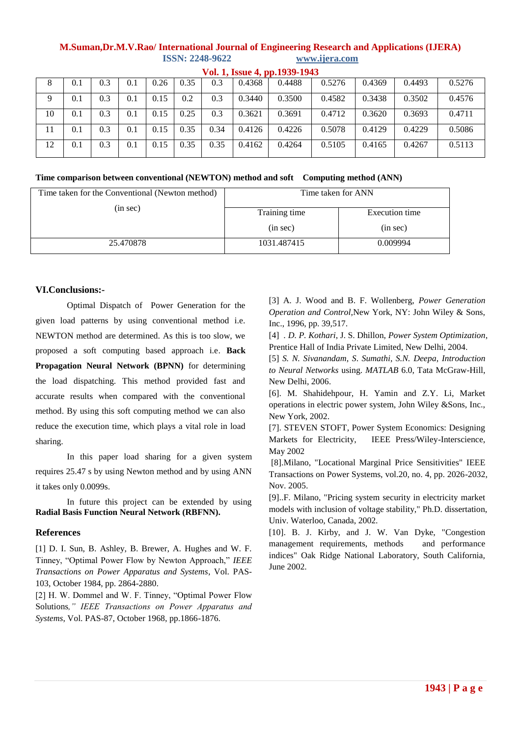| | | | | | | | | | | | | |
|---|---|---|---|---|---|---|---|---|---|---|---|---|
| 8 | 0.1 | 0.3 | 0.1 | 0.26 | 0.35 | 0.3 | 0.4368 | 0.4488 | 0.5276 | 0.4369 | 0.4493 | 0.5276 |
| 9 | 0.1 | 0.3 | 0.1 | 0.15 | 0.2 | 0.3 | 0.3440 | 0.3500 | 0.4582 | 0.3438 | 0.3502 | 0.4576 |
| 10 | 0.1 | 0.3 | 0.1 | 0.15 | 0.25 | 0.3 | 0.3621 | 0.3691 | 0.4712 | 0.3620 | 0.3693 | 0.4711 |
| 11 | 0.1 | 0.3 | 0.1 | 0.15 | 0.35 | 0.34 | 0.4126 | 0.4226 | 0.5078 | 0.4129 | 0.4229 | 0.5086 |
| 12 | 0.1 | 0.3 | 0.1 | 0.15 | 0.35 | 0.35 | 0.4162 | 0.4264 | 0.5105 | 0.4165 | 0.4267 | 0.5113 |

**Time comparison between conventional (NEWTON) method and soft Computing method (ANN)**

| Time taken for the Conventional (Newton method) (in sec) | Time taken for ANN | |
|---|---|---|
| | Training time (in sec) | Execution time (in sec) |
| 25.470878 | 1031.487415 | 0.009994 |

## VI.Conclusions:-

Optimal Dispatch of Power Generation for the given load patterns by using conventional method i.e. NEWTON method are determined. As this is too slow, we proposed a soft computing based approach i.e. **Back Propagation Neural Network (BPNN)** for determining the load dispatching. This method provided fast and accurate results when compared with the conventional method. By using this soft computing method we can also reduce the execution time, which plays a vital role in load sharing.

In this paper load sharing for a given system requires 25.47 s by using Newton method and by using ANN it takes only 0.0099s.

In future this project can be extended by using **Radial Basis Function Neural Network (RBFNN).**

## References

[1] D. I. Sun, B. Ashley, B. Brewer, A. Hughes and W. F. Tinney, "Optimal Power Flow by Newton Approach," *IEEE Transactions on Power Apparatus and Systems*, Vol. PAS-103, October 1984, pp. 2864-2880.

[2] H. W. Dommel and W. F. Tinney, "Optimal Power Flow Solutions*," IEEE Transactions on Power Apparatus and Systems*, Vol. PAS-87, October 1968, pp.1866-1876.

[3] A. J. Wood and B. F. Wollenberg, *Power Generation Operation and Control*,New York, NY: John Wiley & Sons, Inc., 1996, pp. 39,517.

[4] . *D. P. Kothari*, J. S. Dhillon, *Power System Optimization*, Prentice Hall of India Private Limited, New Delhi, 2004.

[5] *S. N. Sivanandam, S. Sumathi, S.N. Deepa, Introduction to Neural Networks* using. *MATLAB* 6.0, Tata McGraw-Hill, New Delhi, 2006.

[6]. M. Shahidehpour, H. Yamin and Z.Y. Li, Market operations in electric power system, John Wiley &Sons, Inc., New York, 2002.

[7]. STEVEN STOFT, Power System Economics: Designing Markets for Electricity, IEEE Press/Wiley-Interscience, May 2002

[8].Milano, "Locational Marginal Price Sensitivities" IEEE Transactions on Power Systems, vol.20, no. 4, pp. 2026-2032, Nov. 2005.

[9]..F. Milano, "Pricing system security in electricity market models with inclusion of voltage stability," Ph.D. dissertation, Univ. Waterloo, Canada, 2002.

[10]. B. J. Kirby, and J. W. Van Dyke, "Congestion management requirements, methods and performance indices" Oak Ridge National Laboratory, South California, June 2002.